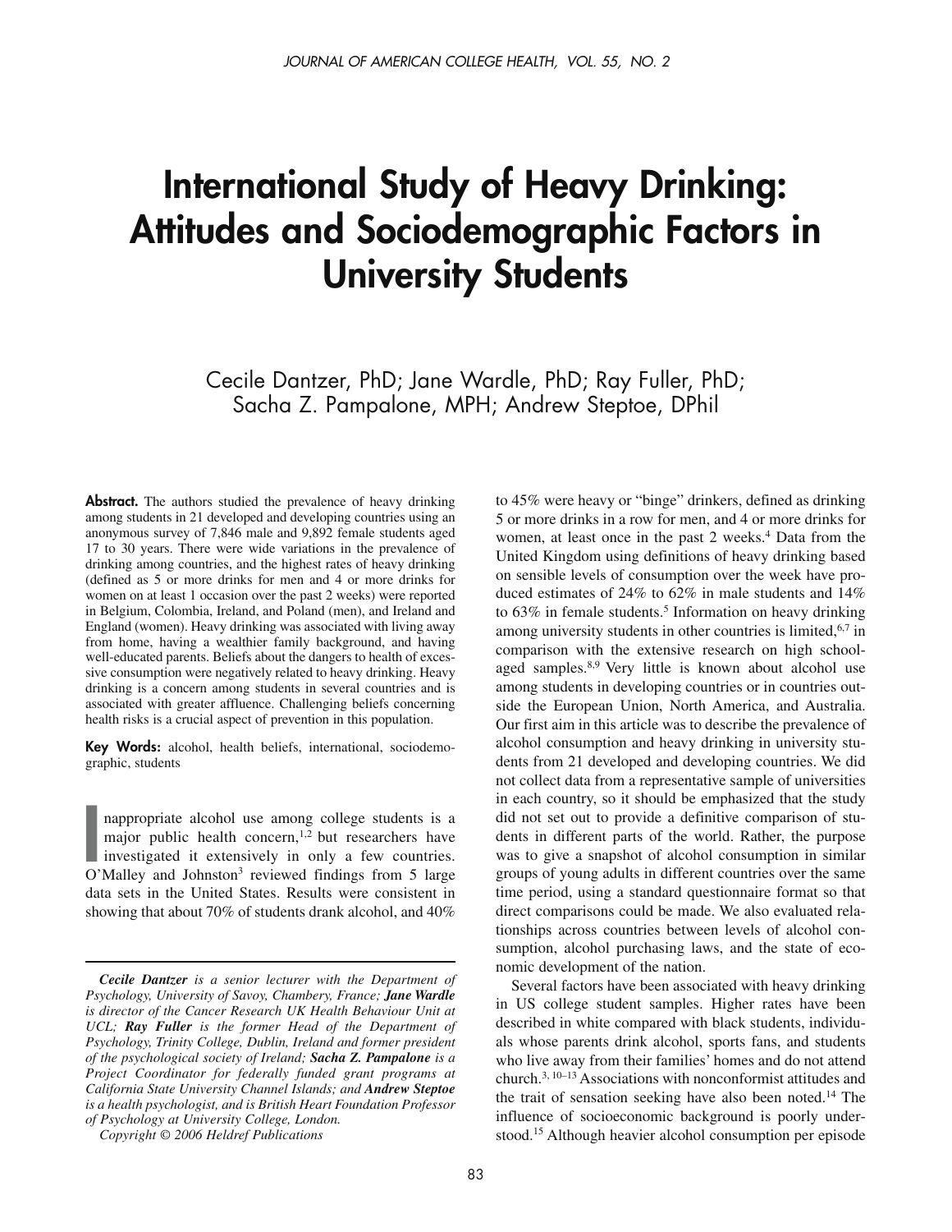# International Study of Heavy Drinking: Attitudes and Sociodemographic Factors in University Students

Cecile Dantzer, PhD; Jane Wardle, PhD; Ray Fuller, PhD; Sacha Z. Pampalone, MPH; Andrew Steptoe, DPhil

**Abstract.** The authors studied the prevalence of heavy drinking among students in 21 developed and developing countries using an anonymous survey of 7,846 male and 9,892 female students aged 17 to 30 years. There were wide variations in the prevalence of drinking among countries, and the highest rates of heavy drinking (defined as 5 or more drinks for men and 4 or more drinks for women on at least 1 occasion over the past 2 weeks) were reported in Belgium, Colombia, Ireland, and Poland (men), and Ireland and England (women). Heavy drinking was associated with living away from home, having a wealthier family background, and having well-educated parents. Beliefs about the dangers to health of excessive consumption were negatively related to heavy drinking. Heavy drinking is a concern among students in several countries and is associated with greater affluence. Challenging beliefs concerning health risks is a crucial aspect of prevention in this population.

**Key Words:** alcohol, health beliefs, international, sociodemographic, students

Inappropriate alcohol use among college students is a major public health concern,[1,2] but researchers have investigated it extensively in only a few countries. O'Malley and Johnston[3] reviewed findings from 5 large data sets in the United States. Results were consistent in showing that about 70% of students drank alcohol, and 40% to 45% were heavy or "binge" drinkers, defined as drinking 5 or more drinks in a row for men, and 4 or more drinks for women, at least once in the past 2 weeks.[4] Data from the United Kingdom using definitions of heavy drinking based on sensible levels of consumption over the week have produced estimates of 24% to 62% in male students and 14% to 63% in female students.[5] Information on heavy drinking among university students in other countries is limited,[6,7] in comparison with the extensive research on high school-aged samples.[8,9] Very little is known about alcohol use among students in developing countries or in countries outside the European Union, North America, and Australia. Our first aim in this article was to describe the prevalence of alcohol consumption and heavy drinking in university students from 21 developed and developing countries. We did not collect data from a representative sample of universities in each country, so it should be emphasized that the study did not set out to provide a definitive comparison of students in different parts of the world. Rather, the purpose was to give a snapshot of alcohol consumption in similar groups of young adults in different countries over the same time period, using a standard questionnaire format so that direct comparisons could be made. We also evaluated relationships across countries between levels of alcohol consumption, alcohol purchasing laws, and the state of economic development of the nation.

Several factors have been associated with heavy drinking in US college student samples. Higher rates have been described in white compared with black students, individuals whose parents drink alcohol, sports fans, and students who live away from their families' homes and do not attend church.[3,10–13] Associations with nonconformist attitudes and the trait of sensation seeking have also been noted.[14] The influence of socioeconomic background is poorly understood.[15] Although heavier alcohol consumption per episode

---

*Cecile Dantzer* is a senior lecturer with the Department of Psychology, University of Savoy, Chambery, France; ***Jane Wardle*** is director of the Cancer Research UK Health Behaviour Unit at UCL; ***Ray Fuller*** is the former Head of the Department of Psychology, Trinity College, Dublin, Ireland and former president of the psychological society of Ireland; ***Sacha Z. Pampalone*** is a Project Coordinator for federally funded grant programs at California State University Channel Islands; and ***Andrew Steptoe*** is a health psychologist, and is British Heart Foundation Professor of Psychology at University College, London.

*Copyright © 2006 Heldref Publications*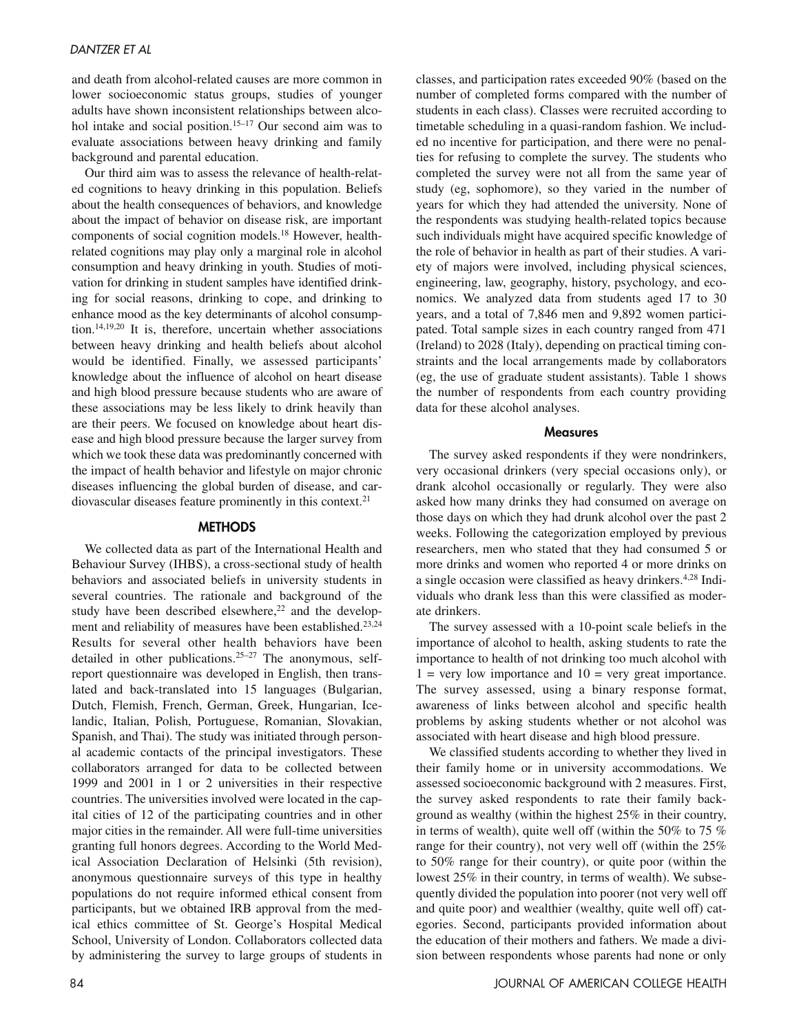and death from alcohol-related causes are more common in lower socioeconomic status groups, studies of younger adults have shown inconsistent relationships between alcohol intake and social position.[15–17] Our second aim was to evaluate associations between heavy drinking and family background and parental education.

Our third aim was to assess the relevance of health-related cognitions to heavy drinking in this population. Beliefs about the health consequences of behaviors, and knowledge about the impact of behavior on disease risk, are important components of social cognition models.[18] However, health-related cognitions may play only a marginal role in alcohol consumption and heavy drinking in youth. Studies of motivation for drinking in student samples have identified drinking for social reasons, drinking to cope, and drinking to enhance mood as the key determinants of alcohol consumption.[14,19,20] It is, therefore, uncertain whether associations between heavy drinking and health beliefs about alcohol would be identified. Finally, we assessed participants' knowledge about the influence of alcohol on heart disease and high blood pressure because students who are aware of these associations may be less likely to drink heavily than are their peers. We focused on knowledge about heart disease and high blood pressure because the larger survey from which we took these data was predominantly concerned with the impact of health behavior and lifestyle on major chronic diseases influencing the global burden of disease, and cardiovascular diseases feature prominently in this context.[21]

## METHODS

We collected data as part of the International Health and Behaviour Survey (IHBS), a cross-sectional study of health behaviors and associated beliefs in university students in several countries. The rationale and background of the study have been described elsewhere,[22] and the development and reliability of measures have been established.[23,24] Results for several other health behaviors have been detailed in other publications.[25–27] The anonymous, self-report questionnaire was developed in English, then translated and back-translated into 15 languages (Bulgarian, Dutch, Flemish, French, German, Greek, Hungarian, Icelandic, Italian, Polish, Portuguese, Romanian, Slovakian, Spanish, and Thai). The study was initiated through personal academic contacts of the principal investigators. These collaborators arranged for data to be collected between 1999 and 2001 in 1 or 2 universities in their respective countries. The universities involved were located in the capital cities of 12 of the participating countries and in other major cities in the remainder. All were full-time universities granting full honors degrees. According to the World Medical Association Declaration of Helsinki (5th revision), anonymous questionnaire surveys of this type in healthy populations do not require informed ethical consent from participants, but we obtained IRB approval from the medical ethics committee of St. George's Hospital Medical School, University of London. Collaborators collected data by administering the survey to large groups of students in classes, and participation rates exceeded 90% (based on the number of completed forms compared with the number of students in each class). Classes were recruited according to timetable scheduling in a quasi-random fashion. We included no incentive for participation, and there were no penalties for refusing to complete the survey. The students who completed the survey were not all from the same year of study (eg, sophomore), so they varied in the number of years for which they had attended the university. None of the respondents was studying health-related topics because such individuals might have acquired specific knowledge of the role of behavior in health as part of their studies. A variety of majors were involved, including physical sciences, engineering, law, geography, history, psychology, and economics. We analyzed data from students aged 17 to 30 years, and a total of 7,846 men and 9,892 women participated. Total sample sizes in each country ranged from 471 (Ireland) to 2028 (Italy), depending on practical timing constraints and the local arrangements made by collaborators (eg, the use of graduate student assistants). Table 1 shows the number of respondents from each country providing data for these alcohol analyses.

### Measures

The survey asked respondents if they were nondrinkers, very occasional drinkers (very special occasions only), or drank alcohol occasionally or regularly. They were also asked how many drinks they had consumed on average on those days on which they had drunk alcohol over the past 2 weeks. Following the categorization employed by previous researchers, men who stated that they had consumed 5 or more drinks and women who reported 4 or more drinks on a single occasion were classified as heavy drinkers.[4,28] Individuals who drank less than this were classified as moderate drinkers.

The survey assessed with a 10-point scale beliefs in the importance of alcohol to health, asking students to rate the importance to health of not drinking too much alcohol with 1 = very low importance and 10 = very great importance. The survey assessed, using a binary response format, awareness of links between alcohol and specific health problems by asking students whether or not alcohol was associated with heart disease and high blood pressure.

We classified students according to whether they lived in their family home or in university accommodations. We assessed socioeconomic background with 2 measures. First, the survey asked respondents to rate their family background as wealthy (within the highest 25% in their country, in terms of wealth), quite well off (within the 50% to 75 % range for their country), not very well off (within the 25% to 50% range for their country), or quite poor (within the lowest 25% in their country, in terms of wealth). We subsequently divided the population into poorer (not very well off and quite poor) and wealthier (wealthy, quite well off) categories. Second, participants provided information about the education of their mothers and fathers. We made a division between respondents whose parents had none or only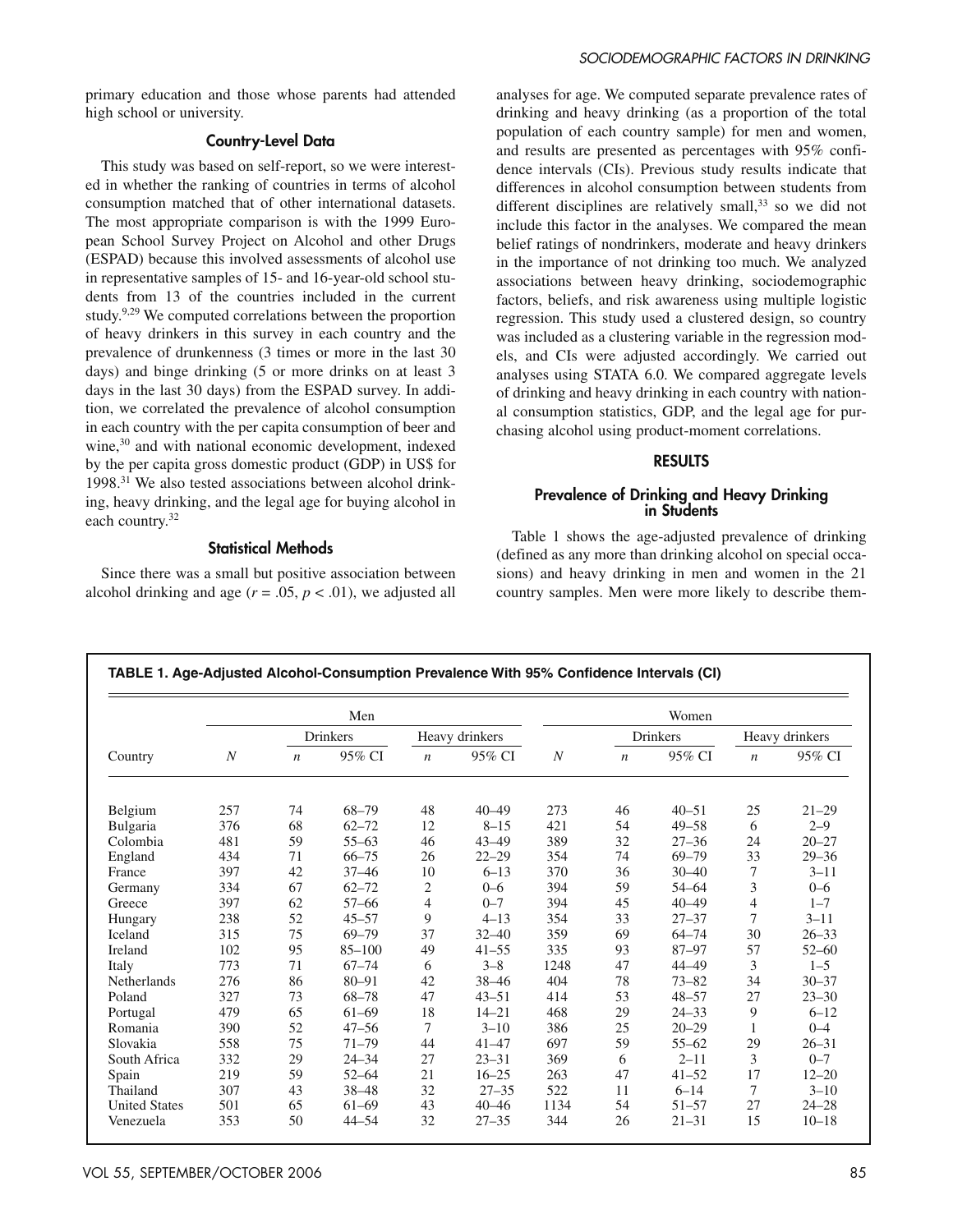primary education and those whose parents had attended high school or university.

### Country-Level Data

This study was based on self-report, so we were interested in whether the ranking of countries in terms of alcohol consumption matched that of other international datasets. The most appropriate comparison is with the 1999 European School Survey Project on Alcohol and other Drugs (ESPAD) because this involved assessments of alcohol use in representative samples of 15- and 16-year-old school students from 13 of the countries included in the current study.[9,29] We computed correlations between the proportion of heavy drinkers in this survey in each country and the prevalence of drunkenness (3 times or more in the last 30 days) and binge drinking (5 or more drinks on at least 3 days in the last 30 days) from the ESPAD survey. In addition, we correlated the prevalence of alcohol consumption in each country with the per capita consumption of beer and wine,[30] and with national economic development, indexed by the per capita gross domestic product (GDP) in US$ for 1998.[31] We also tested associations between alcohol drinking, heavy drinking, and the legal age for buying alcohol in each country.[32]

### Statistical Methods

Since there was a small but positive association between alcohol drinking and age ($r = .05$, $p < .01$), we adjusted all analyses for age. We computed separate prevalence rates of drinking and heavy drinking (as a proportion of the total population of each country sample) for men and women, and results are presented as percentages with 95% confidence intervals (CIs). Previous study results indicate that differences in alcohol consumption between students from different disciplines are relatively small,[33] so we did not include this factor in the analyses. We compared the mean belief ratings of nondrinkers, moderate and heavy drinkers in the importance of not drinking too much. We analyzed associations between heavy drinking, sociodemographic factors, beliefs, and risk awareness using multiple logistic regression. This study used a clustered design, so country was included as a clustering variable in the regression models, and CIs were adjusted accordingly. We carried out analyses using STATA 6.0. We compared aggregate levels of drinking and heavy drinking in each country with national consumption statistics, GDP, and the legal age for purchasing alcohol using product-moment correlations.

## RESULTS

### Prevalence of Drinking and Heavy Drinking in Students

Table 1 shows the age-adjusted prevalence of drinking (defined as any more than drinking alcohol on special occasions) and heavy drinking in men and women in the 21 country samples. Men were more likely to describe them-

**TABLE 1. Age-Adjusted Alcohol-Consumption Prevalence With 95% Confidence Intervals (CI)**

| | Men | | | | | Women | | | | |
|---|---|---|---|---|---|---|---|---|---|---|
| | | Drinkers | | Heavy drinkers | | | Drinkers | | Heavy drinkers | |
| Country | *N* | *n* | 95% CI | *n* | 95% CI | *N* | *n* | 95% CI | *n* | 95% CI |
| Belgium | 257 | 74 | 68–79 | 48 | 40–49 | 273 | 46 | 40–51 | 25 | 21–29 |
| Bulgaria | 376 | 68 | 62–72 | 12 | 8–15 | 421 | 54 | 49–58 | 6 | 2–9 |
| Colombia | 481 | 59 | 55–63 | 46 | 43–49 | 389 | 32 | 27–36 | 24 | 20–27 |
| England | 434 | 71 | 66–75 | 26 | 22–29 | 354 | 74 | 69–79 | 33 | 29–36 |
| France | 397 | 42 | 37–46 | 10 | 6–13 | 370 | 36 | 30–40 | 7 | 3–11 |
| Germany | 334 | 67 | 62–72 | 2 | 0–6 | 394 | 59 | 54–64 | 3 | 0–6 |
| Greece | 397 | 62 | 57–66 | 4 | 0–7 | 394 | 45 | 40–49 | 4 | 1–7 |
| Hungary | 238 | 52 | 45–57 | 9 | 4–13 | 354 | 33 | 27–37 | 7 | 3–11 |
| Iceland | 315 | 75 | 69–79 | 37 | 32–40 | 359 | 69 | 64–74 | 30 | 26–33 |
| Ireland | 102 | 95 | 85–100 | 49 | 41–55 | 335 | 93 | 87–97 | 57 | 52–60 |
| Italy | 773 | 71 | 67–74 | 6 | 3–8 | 1248 | 47 | 44–49 | 3 | 1–5 |
| Netherlands | 276 | 86 | 80–91 | 42 | 38–46 | 404 | 78 | 73–82 | 34 | 30–37 |
| Poland | 327 | 73 | 68–78 | 47 | 43–51 | 414 | 53 | 48–57 | 27 | 23–30 |
| Portugal | 479 | 65 | 61–69 | 18 | 14–21 | 468 | 29 | 24–33 | 9 | 6–12 |
| Romania | 390 | 52 | 47–56 | 7 | 3–10 | 386 | 25 | 20–29 | 1 | 0–4 |
| Slovakia | 558 | 75 | 71–79 | 44 | 41–47 | 697 | 59 | 55–62 | 29 | 26–31 |
| South Africa | 332 | 29 | 24–34 | 27 | 23–31 | 369 | 6 | 2–11 | 3 | 0–7 |
| Spain | 219 | 59 | 52–64 | 21 | 16–25 | 263 | 47 | 41–52 | 17 | 12–20 |
| Thailand | 307 | 43 | 38–48 | 32 | 27–35 | 522 | 11 | 6–14 | 7 | 3–10 |
| United States | 501 | 65 | 61–69 | 43 | 40–46 | 1134 | 54 | 51–57 | 27 | 24–28 |
| Venezuela | 353 | 50 | 44–54 | 32 | 27–35 | 344 | 26 | 21–31 | 15 | 10–18 |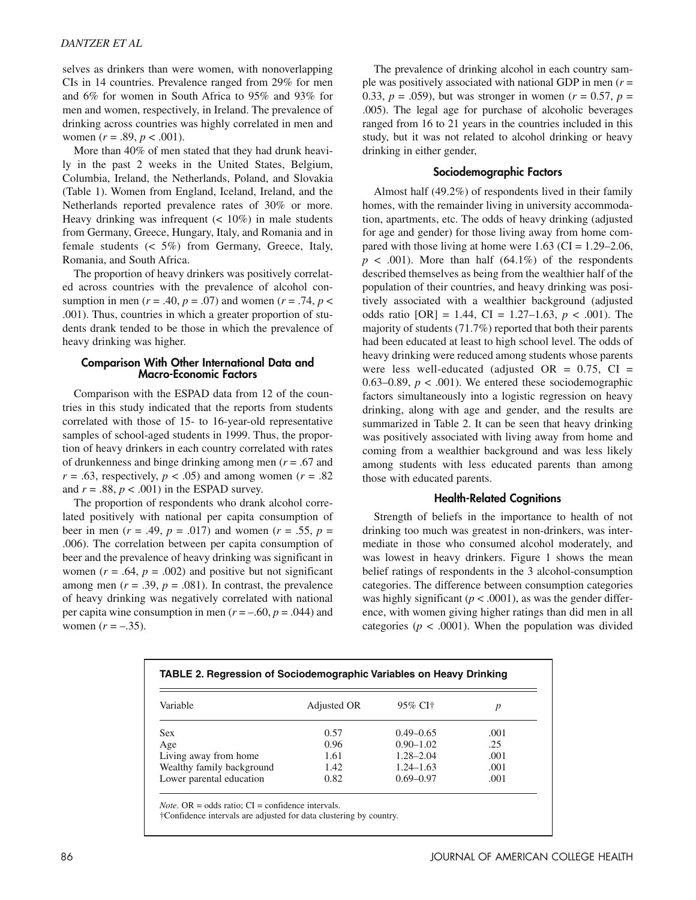selves as drinkers than were women, with nonoverlapping CIs in 14 countries. Prevalence ranged from 29% for men and 6% for women in South Africa to 95% and 93% for men and women, respectively, in Ireland. The prevalence of drinking across countries was highly correlated in men and women ($r$ = .89, $p$ < .001).

More than 40% of men stated that they had drunk heavily in the past 2 weeks in the United States, Belgium, Columbia, Ireland, the Netherlands, Poland, and Slovakia (Table 1). Women from England, Iceland, Ireland, and the Netherlands reported prevalence rates of 30% or more. Heavy drinking was infrequent (< 10%) in male students from Germany, Greece, Hungary, Italy, and Romania and in female students (< 5%) from Germany, Greece, Italy, Romania, and South Africa.

The proportion of heavy drinkers was positively correlated across countries with the prevalence of alcohol consumption in men ($r$ = .40, $p$ = .07) and women ($r$ = .74, $p$ < .001). Thus, countries in which a greater proportion of students drank tended to be those in which the prevalence of heavy drinking was higher.

### Comparison With Other International Data and Macro-Economic Factors

Comparison with the ESPAD data from 12 of the countries in this study indicated that the reports from students correlated with those of 15- to 16-year-old representative samples of school-aged students in 1999. Thus, the proportion of heavy drinkers in each country correlated with rates of drunkenness and binge drinking among men ($r$ = .67 and $r$ = .63, respectively, $p$ < .05) and among women ($r$ = .82 and $r$ = .88, $p$ < .001) in the ESPAD survey.

The proportion of respondents who drank alcohol correlated positively with national per capita consumption of beer in men ($r$ = .49, $p$ = .017) and women ($r$ = .55, $p$ = .006). The correlation between per capita consumption of beer and the prevalence of heavy drinking was significant in women ($r$ = .64, $p$ = .002) and positive but not significant among men ($r$ = .39, $p$ = .081). In contrast, the prevalence of heavy drinking was negatively correlated with national per capita wine consumption in men ($r$ = –.60, $p$ = .044) and women ($r$ = –.35).

The prevalence of drinking alcohol in each country sample was positively associated with national GDP in men ($r$ = 0.33, $p$ = .059), but was stronger in women ($r$ = 0.57, $p$ = .005). The legal age for purchase of alcoholic beverages ranged from 16 to 21 years in the countries included in this study, but it was not related to alcohol drinking or heavy drinking in either gender,

### Sociodemographic Factors

Almost half (49.2%) of respondents lived in their family homes, with the remainder living in university accommodation, apartments, etc. The odds of heavy drinking (adjusted for age and gender) for those living away from home compared with those living at home were 1.63 (CI = 1.29–2.06, $p$ < .001). More than half (64.1%) of the respondents described themselves as being from the wealthier half of the population of their countries, and heavy drinking was positively associated with a wealthier background (adjusted odds ratio [OR] = 1.44, CI = 1.27–1.63, $p$ < .001). The majority of students (71.7%) reported that both their parents had been educated at least to high school level. The odds of heavy drinking were reduced among students whose parents were less well-educated (adjusted OR = 0.75, CI = 0.63–0.89, $p$ < .001). We entered these sociodemographic factors simultaneously into a logistic regression on heavy drinking, along with age and gender, and the results are summarized in Table 2. It can be seen that heavy drinking was positively associated with living away from home and coming from a wealthier background and was less likely among students with less educated parents than among those with educated parents.

### Health-Related Cognitions

Strength of beliefs in the importance to health of not drinking too much was greatest in non-drinkers, was intermediate in those who consumed alcohol moderately, and was lowest in heavy drinkers. Figure 1 shows the mean belief ratings of respondents in the 3 alcohol-consumption categories. The difference between consumption categories was highly significant ($p$ < .0001), as was the gender difference, with women giving higher ratings than did men in all categories ($p$ < .0001). When the population was divided

**TABLE 2. Regression of Sociodemographic Variables on Heavy Drinking**

| Variable | Adjusted OR | 95% CI† | $p$ |
|---|---|---|---|
| Sex | 0.57 | 0.49–0.65 | .001 |
| Age | 0.96 | 0.90–1.02 | .25 |
| Living away from home | 1.61 | 1.28–2.04 | .001 |
| Wealthy family background | 1.42 | 1.24–1.63 | .001 |
| Lower parental education | 0.82 | 0.69–0.97 | .001 |

*Note*. OR = odds ratio; CI = confidence intervals.
†Confidence intervals are adjusted for data clustering by country.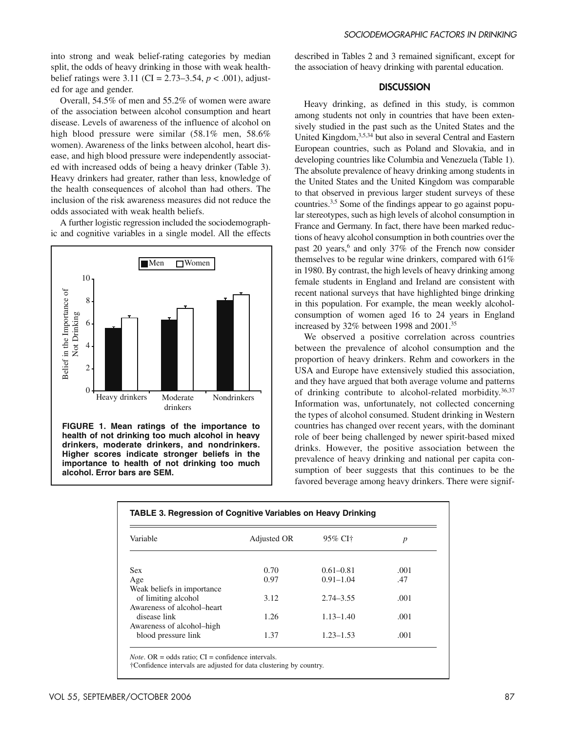into strong and weak belief-rating categories by median split, the odds of heavy drinking in those with weak health-belief ratings were 3.11 (CI = 2.73–3.54, $p < .001$), adjusted for age and gender.

Overall, 54.5% of men and 55.2% of women were aware of the association between alcohol consumption and heart disease. Levels of awareness of the influence of alcohol on high blood pressure were similar (58.1% men, 58.6% women). Awareness of the links between alcohol, heart disease, and high blood pressure were independently associated with increased odds of being a heavy drinker (Table 3). Heavy drinkers had greater, rather than less, knowledge of the health consequences of alcohol than had others. The inclusion of the risk awareness measures did not reduce the odds associated with weak health beliefs.

A further logistic regression included the sociodemographic and cognitive variables in a single model. All the effects described in Tables 2 and 3 remained significant, except for the association of heavy drinking with parental education.

**FIGURE 1. Mean ratings of the importance to health of not drinking too much alcohol in heavy drinkers, moderate drinkers, and nondrinkers. Higher scores indicate stronger beliefs in the importance to health of not drinking too much alcohol. Error bars are SEM.**

## DISCUSSION

Heavy drinking, as defined in this study, is common among students not only in countries that have been extensively studied in the past such as the United States and the United Kingdom,[3,5,34] but also in several Central and Eastern European countries, such as Poland and Slovakia, and in developing countries like Columbia and Venezuela (Table 1). The absolute prevalence of heavy drinking among students in the United States and the United Kingdom was comparable to that observed in previous larger student surveys of these countries.[3,5] Some of the findings appear to go against popular stereotypes, such as high levels of alcohol consumption in France and Germany. In fact, there have been marked reductions of heavy alcohol consumption in both countries over the past 20 years,[6] and only 37% of the French now consider themselves to be regular wine drinkers, compared with 61% in 1980. By contrast, the high levels of heavy drinking among female students in England and Ireland are consistent with recent national surveys that have highlighted binge drinking in this population. For example, the mean weekly alcohol-consumption of women aged 16 to 24 years in England increased by 32% between 1998 and 2001.[35]

We observed a positive correlation across countries between the prevalence of alcohol consumption and the proportion of heavy drinkers. Rehm and coworkers in the USA and Europe have extensively studied this association, and they have argued that both average volume and patterns of drinking contribute to alcohol-related morbidity.[36,37] Information was, unfortunately, not collected concerning the types of alcohol consumed. Student drinking in Western countries has changed over recent years, with the dominant role of beer being challenged by newer spirit-based mixed drinks. However, the positive association between the prevalence of heavy drinking and national per capita consumption of beer suggests that this continues to be the favored beverage among heavy drinkers. There were signif-

**TABLE 3. Regression of Cognitive Variables on Heavy Drinking**

| Variable | Adjusted OR | 95% CI† | $p$ |
|---|---|---|---|
| Sex | 0.70 | 0.61–0.81 | .001 |
| Age | 0.97 | 0.91–1.04 | .47 |
| Weak beliefs in importance of limiting alcohol | 3.12 | 2.74–3.55 | .001 |
| Awareness of alcohol–heart disease link | 1.26 | 1.13–1.40 | .001 |
| Awareness of alcohol–high blood pressure link | 1.37 | 1.23–1.53 | .001 |

*Note*. OR = odds ratio; CI = confidence intervals.
†Confidence intervals are adjusted for data clustering by country.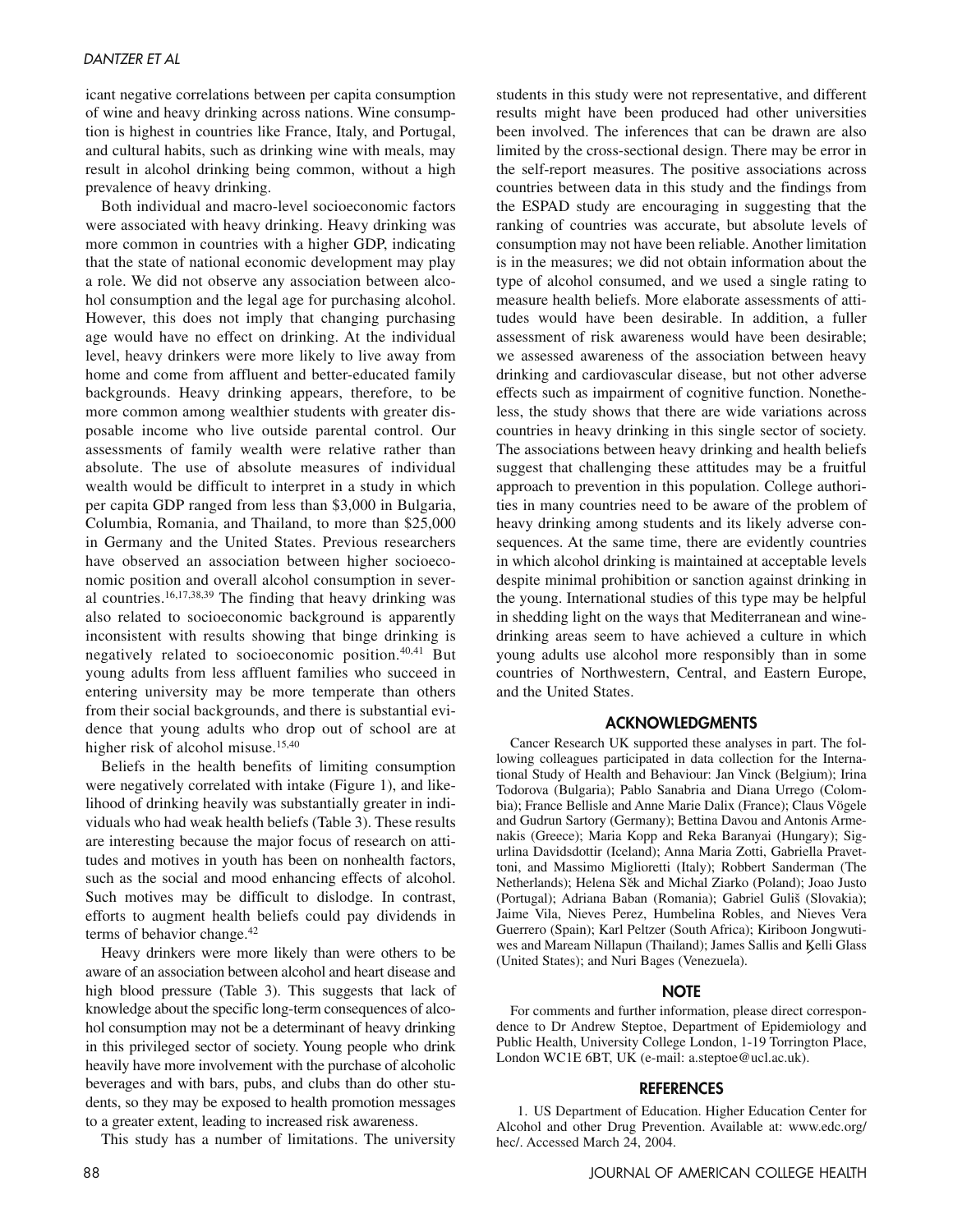icant negative correlations between per capita consumption of wine and heavy drinking across nations. Wine consumption is highest in countries like France, Italy, and Portugal, and cultural habits, such as drinking wine with meals, may result in alcohol drinking being common, without a high prevalence of heavy drinking.

Both individual and macro-level socioeconomic factors were associated with heavy drinking. Heavy drinking was more common in countries with a higher GDP, indicating that the state of national economic development may play a role. We did not observe any association between alcohol consumption and the legal age for purchasing alcohol. However, this does not imply that changing purchasing age would have no effect on drinking. At the individual level, heavy drinkers were more likely to live away from home and come from affluent and better-educated family backgrounds. Heavy drinking appears, therefore, to be more common among wealthier students with greater disposable income who live outside parental control. Our assessments of family wealth were relative rather than absolute. The use of absolute measures of individual wealth would be difficult to interpret in a study in which per capita GDP ranged from less than $3,000 in Bulgaria, Columbia, Romania, and Thailand, to more than $25,000 in Germany and the United States. Previous researchers have observed an association between higher socioeconomic position and overall alcohol consumption in several countries.[16,17,38,39] The finding that heavy drinking was also related to socioeconomic background is apparently inconsistent with results showing that binge drinking is negatively related to socioeconomic position.[40,41] But young adults from less affluent families who succeed in entering university may be more temperate than others from their social backgrounds, and there is substantial evidence that young adults who drop out of school are at higher risk of alcohol misuse.[15,40]

Beliefs in the health benefits of limiting consumption were negatively correlated with intake (Figure 1), and likelihood of drinking heavily was substantially greater in individuals who had weak health beliefs (Table 3). These results are interesting because the major focus of research on attitudes and motives in youth has been on nonhealth factors, such as the social and mood enhancing effects of alcohol. Such motives may be difficult to dislodge. In contrast, efforts to augment health beliefs could pay dividends in terms of behavior change.[42]

Heavy drinkers were more likely than were others to be aware of an association between alcohol and heart disease and high blood pressure (Table 3). This suggests that lack of knowledge about the specific long-term consequences of alcohol consumption may not be a determinant of heavy drinking in this privileged sector of society. Young people who drink heavily have more involvement with the purchase of alcoholic beverages and with bars, pubs, and clubs than do other students, so they may be exposed to health promotion messages to a greater extent, leading to increased risk awareness.

This study has a number of limitations. The university students in this study were not representative, and different results might have been produced had other universities been involved. The inferences that can be drawn are also limited by the cross-sectional design. There may be error in the self-report measures. The positive associations across countries between data in this study and the findings from the ESPAD study are encouraging in suggesting that the ranking of countries was accurate, but absolute levels of consumption may not have been reliable. Another limitation is in the measures; we did not obtain information about the type of alcohol consumed, and we used a single rating to measure health beliefs. More elaborate assessments of attitudes would have been desirable. In addition, a fuller assessment of risk awareness would have been desirable; we assessed awareness of the association between heavy drinking and cardiovascular disease, but not other adverse effects such as impairment of cognitive function. Nonetheless, the study shows that there are wide variations across countries in heavy drinking in this single sector of society. The associations between heavy drinking and health beliefs suggest that challenging these attitudes may be a fruitful approach to prevention in this population. College authorities in many countries need to be aware of the problem of heavy drinking among students and its likely adverse consequences. At the same time, there are evidently countries in which alcohol drinking is maintained at acceptable levels despite minimal prohibition or sanction against drinking in the young. International studies of this type may be helpful in shedding light on the ways that Mediterranean and wine-drinking areas seem to have achieved a culture in which young adults use alcohol more responsibly than in some countries of Northwestern, Central, and Eastern Europe, and the United States.

## ACKNOWLEDGMENTS

Cancer Research UK supported these analyses in part. The following colleagues participated in data collection for the International Study of Health and Behaviour: Jan Vinck (Belgium); Irina Todorova (Bulgaria); Pablo Sanabria and Diana Urrego (Colombia); France Bellisle and Anne Marie Dalix (France); Claus Vögele and Gudrun Sartory (Germany); Bettina Davou and Antonis Armenakis (Greece); Maria Kopp and Reka Baranyai (Hungary); Sigurlina Davidsdottir (Iceland); Anna Maria Zotti, Gabriella Pravettoni, and Massimo Miglioretti (Italy); Robbert Sanderman (The Netherlands); Helena Sěk and Michal Ziarko (Poland); Joao Justo (Portugal); Adriana Baban (Romania); Gabriel Guliš (Slovakia); Jaime Vila, Nieves Perez, Humbelina Robles, and Nieves Vera Guerrero (Spain); Karl Peltzer (South Africa); Kiriboon Jongwutiwes and Maream Nillapun (Thailand); James Sallis and Kelli Glass (United States); and Nuri Bages (Venezuela).

## NOTE

For comments and further information, please direct correspondence to Dr Andrew Steptoe, Department of Epidemiology and Public Health, University College London, 1-19 Torrington Place, London WC1E 6BT, UK (e-mail: a.steptoe@ucl.ac.uk).

## REFERENCES

1. US Department of Education. Higher Education Center for Alcohol and other Drug Prevention. Available at: www.edc.org/hec/. Accessed March 24, 2004.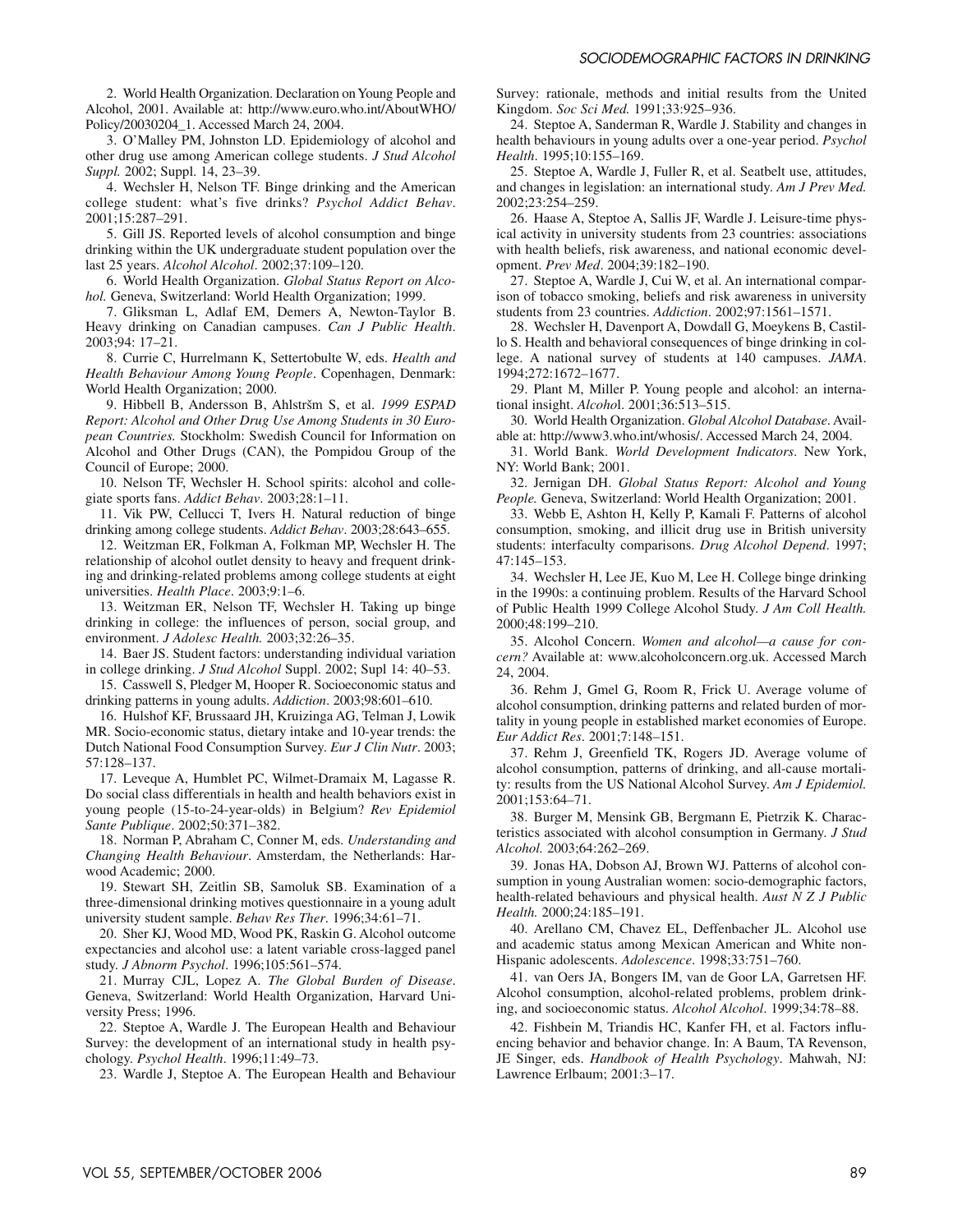2. World Health Organization. Declaration on Young People and Alcohol, 2001. Available at: http://www.euro.who.int/AboutWHO/Policy/20030204_1. Accessed March 24, 2004.

3. O'Malley PM, Johnston LD. Epidemiology of alcohol and other drug use among American college students. *J Stud Alcohol Suppl.* 2002; Suppl. 14, 23–39.

4. Wechsler H, Nelson TF. Binge drinking and the American college student: what's five drinks? *Psychol Addict Behav*. 2001;15:287–291.

5. Gill JS. Reported levels of alcohol consumption and binge drinking within the UK undergraduate student population over the last 25 years. *Alcohol Alcohol*. 2002;37:109–120.

6. World Health Organization. *Global Status Report on Alcohol.* Geneva, Switzerland: World Health Organization; 1999.

7. Gliksman L, Adlaf EM, Demers A, Newton-Taylor B. Heavy drinking on Canadian campuses. *Can J Public Health*. 2003;94: 17–21.

8. Currie C, Hurrelmann K, Settertobulte W, eds. *Health and Health Behaviour Among Young People*. Copenhagen, Denmark: World Health Organization; 2000.

9. Hibbell B, Andersson B, Ahlstršm S, et al. *1999 ESPAD Report: Alcohol and Other Drug Use Among Students in 30 European Countries.* Stockholm: Swedish Council for Information on Alcohol and Other Drugs (CAN), the Pompidou Group of the Council of Europe; 2000.

10. Nelson TF, Wechsler H. School spirits: alcohol and collegiate sports fans. *Addict Behav*. 2003;28:1–11.

11. Vik PW, Cellucci T, Ivers H. Natural reduction of binge drinking among college students. *Addict Behav*. 2003;28:643–655.

12. Weitzman ER, Folkman A, Folkman MP, Wechsler H. The relationship of alcohol outlet density to heavy and frequent drinking and drinking-related problems among college students at eight universities. *Health Place*. 2003;9:1–6.

13. Weitzman ER, Nelson TF, Wechsler H. Taking up binge drinking in college: the influences of person, social group, and environment. *J Adolesc Health.* 2003;32:26–35.

14. Baer JS. Student factors: understanding individual variation in college drinking. *J Stud Alcohol* Suppl. 2002; Supl 14: 40–53.

15. Casswell S, Pledger M, Hooper R. Socioeconomic status and drinking patterns in young adults. *Addiction*. 2003;98:601–610.

16. Hulshof KF, Brussaard JH, Kruizinga AG, Telman J, Lowik MR. Socio-economic status, dietary intake and 10-year trends: the Dutch National Food Consumption Survey. *Eur J Clin Nutr*. 2003; 57:128–137.

17. Leveque A, Humblet PC, Wilmet-Dramaix M, Lagasse R. Do social class differentials in health and health behaviors exist in young people (15-to-24-year-olds) in Belgium? *Rev Epidemiol Sante Publique*. 2002;50:371–382.

18. Norman P, Abraham C, Conner M, eds. *Understanding and Changing Health Behaviour*. Amsterdam, the Netherlands: Harwood Academic; 2000.

19. Stewart SH, Zeitlin SB, Samoluk SB. Examination of a three-dimensional drinking motives questionnaire in a young adult university student sample. *Behav Res Ther*. 1996;34:61–71.

20. Sher KJ, Wood MD, Wood PK, Raskin G. Alcohol outcome expectancies and alcohol use: a latent variable cross-lagged panel study. *J Abnorm Psychol*. 1996;105:561–574.

21. Murray CJL, Lopez A. *The Global Burden of Disease*. Geneva, Switzerland: World Health Organization, Harvard University Press; 1996.

22. Steptoe A, Wardle J. The European Health and Behaviour Survey: the development of an international study in health psychology. *Psychol Health*. 1996;11:49–73.

23. Wardle J, Steptoe A. The European Health and Behaviour Survey: rationale, methods and initial results from the United Kingdom. *Soc Sci Med.* 1991;33:925–936.

24. Steptoe A, Sanderman R, Wardle J. Stability and changes in health behaviours in young adults over a one-year period. *Psychol Health*. 1995;10:155–169.

25. Steptoe A, Wardle J, Fuller R, et al. Seatbelt use, attitudes, and changes in legislation: an international study. *Am J Prev Med.* 2002;23:254–259.

26. Haase A, Steptoe A, Sallis JF, Wardle J. Leisure-time physical activity in university students from 23 countries: associations with health beliefs, risk awareness, and national economic development. *Prev Med*. 2004;39:182–190.

27. Steptoe A, Wardle J, Cui W, et al. An international comparison of tobacco smoking, beliefs and risk awareness in university students from 23 countries. *Addiction*. 2002;97:1561–1571.

28. Wechsler H, Davenport A, Dowdall G, Moeykens B, Castillo S. Health and behavioral consequences of binge drinking in college. A national survey of students at 140 campuses. *JAMA*. 1994;272:1672–1677.

29. Plant M, Miller P. Young people and alcohol: an international insight. *Alcohol*. 2001;36:513–515.

30. World Health Organization. *Global Alcohol Database*. Available at: http://www3.who.int/whosis/. Accessed March 24, 2004.

31. World Bank. *World Development Indicators*. New York, NY: World Bank; 2001.

32. Jernigan DH. *Global Status Report: Alcohol and Young People.* Geneva, Switzerland: World Health Organization; 2001.

33. Webb E, Ashton H, Kelly P, Kamali F. Patterns of alcohol consumption, smoking, and illicit drug use in British university students: interfaculty comparisons. *Drug Alcohol Depend*. 1997; 47:145–153.

34. Wechsler H, Lee JE, Kuo M, Lee H. College binge drinking in the 1990s: a continuing problem. Results of the Harvard School of Public Health 1999 College Alcohol Study. *J Am Coll Health.* 2000;48:199–210.

35. Alcohol Concern. *Women and alcohol—a cause for concern?* Available at: www.alcoholconcern.org.uk. Accessed March 24, 2004.

36. Rehm J, Gmel G, Room R, Frick U. Average volume of alcohol consumption, drinking patterns and related burden of mortality in young people in established market economies of Europe. *Eur Addict Res*. 2001;7:148–151.

37. Rehm J, Greenfield TK, Rogers JD. Average volume of alcohol consumption, patterns of drinking, and all-cause mortality: results from the US National Alcohol Survey. *Am J Epidemiol.* 2001;153:64–71.

38. Burger M, Mensink GB, Bergmann E, Pietrzik K. Characteristics associated with alcohol consumption in Germany. *J Stud Alcohol.* 2003;64:262–269.

39. Jonas HA, Dobson AJ, Brown WJ. Patterns of alcohol consumption in young Australian women: socio-demographic factors, health-related behaviours and physical health. *Aust N Z J Public Health.* 2000;24:185–191.

40. Arellano CM, Chavez EL, Deffenbacher JL. Alcohol use and academic status among Mexican American and White non-Hispanic adolescents. *Adolescence*. 1998;33:751–760.

41. van Oers JA, Bongers IM, van de Goor LA, Garretsen HF. Alcohol consumption, alcohol-related problems, problem drinking, and socioeconomic status. *Alcohol Alcohol*. 1999;34:78–88.

42. Fishbein M, Triandis HC, Kanfer FH, et al. Factors influencing behavior and behavior change. In: A Baum, TA Revenson, JE Singer, eds. *Handbook of Health Psychology*. Mahwah, NJ: Lawrence Erlbaum; 2001:3–17.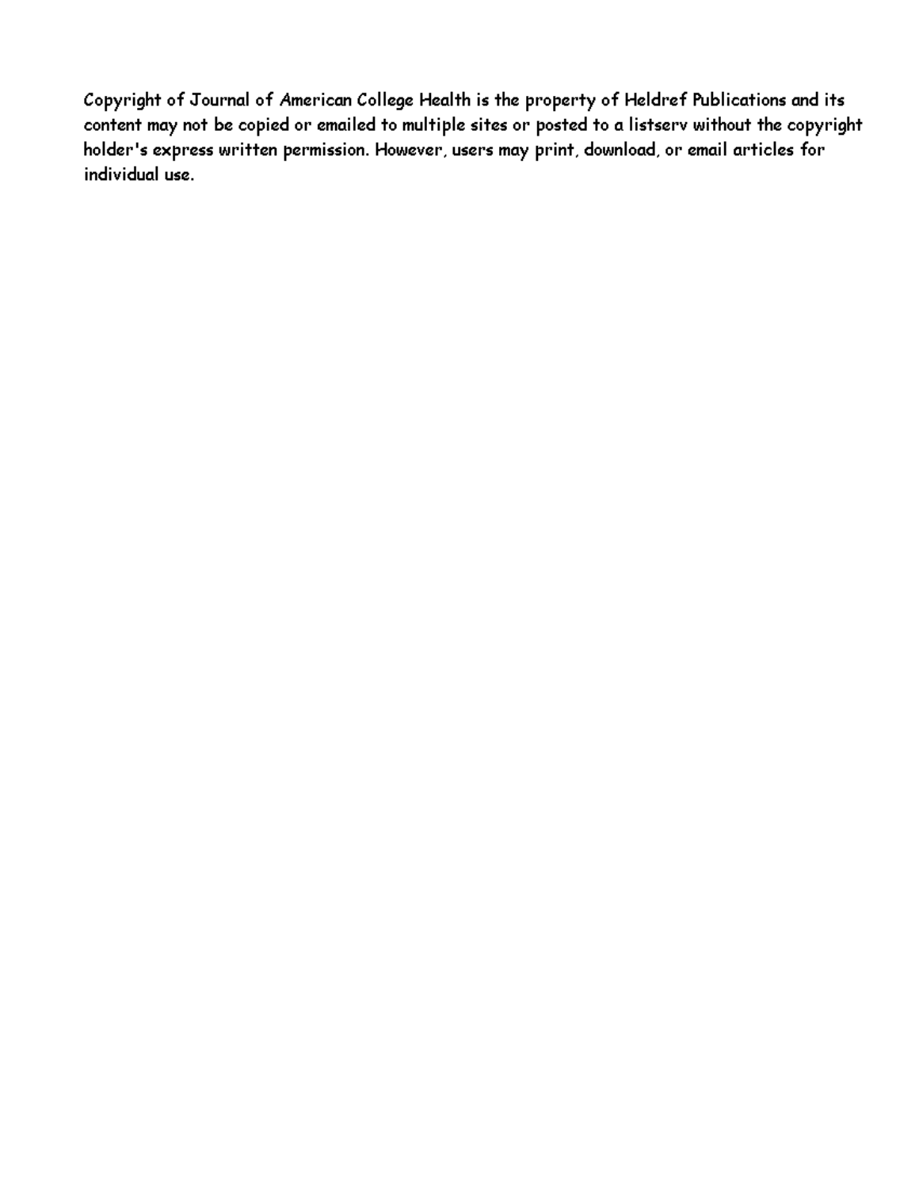Copyright of Journal of American College Health is the property of Heldref Publications and its content may not be copied or emailed to multiple sites or posted to a listserv without the copyright holder's express written permission. However, users may print, download, or email articles for individual use.